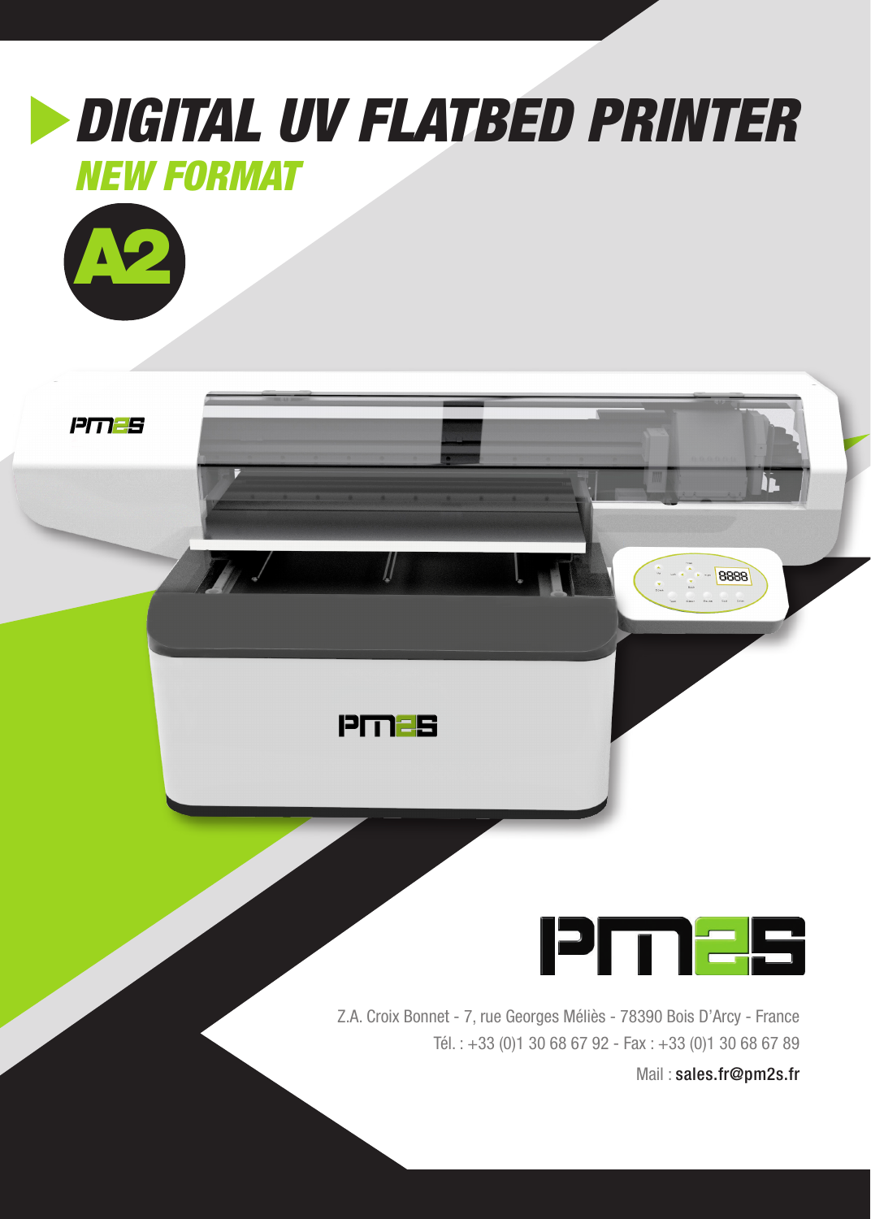# DIGITAL UV FLATBED PRINTER

## NEW FORMAT

## A2

Z.A. Croix Bonnet - 7, rue Georges Méliès - 78390 Bois D'Arcy - France

Tél. : +33 (0)1 30 68 67 92 - Fax : +33 (0)1 30 68 67 89

Mail : sales.fr@pm2s.fr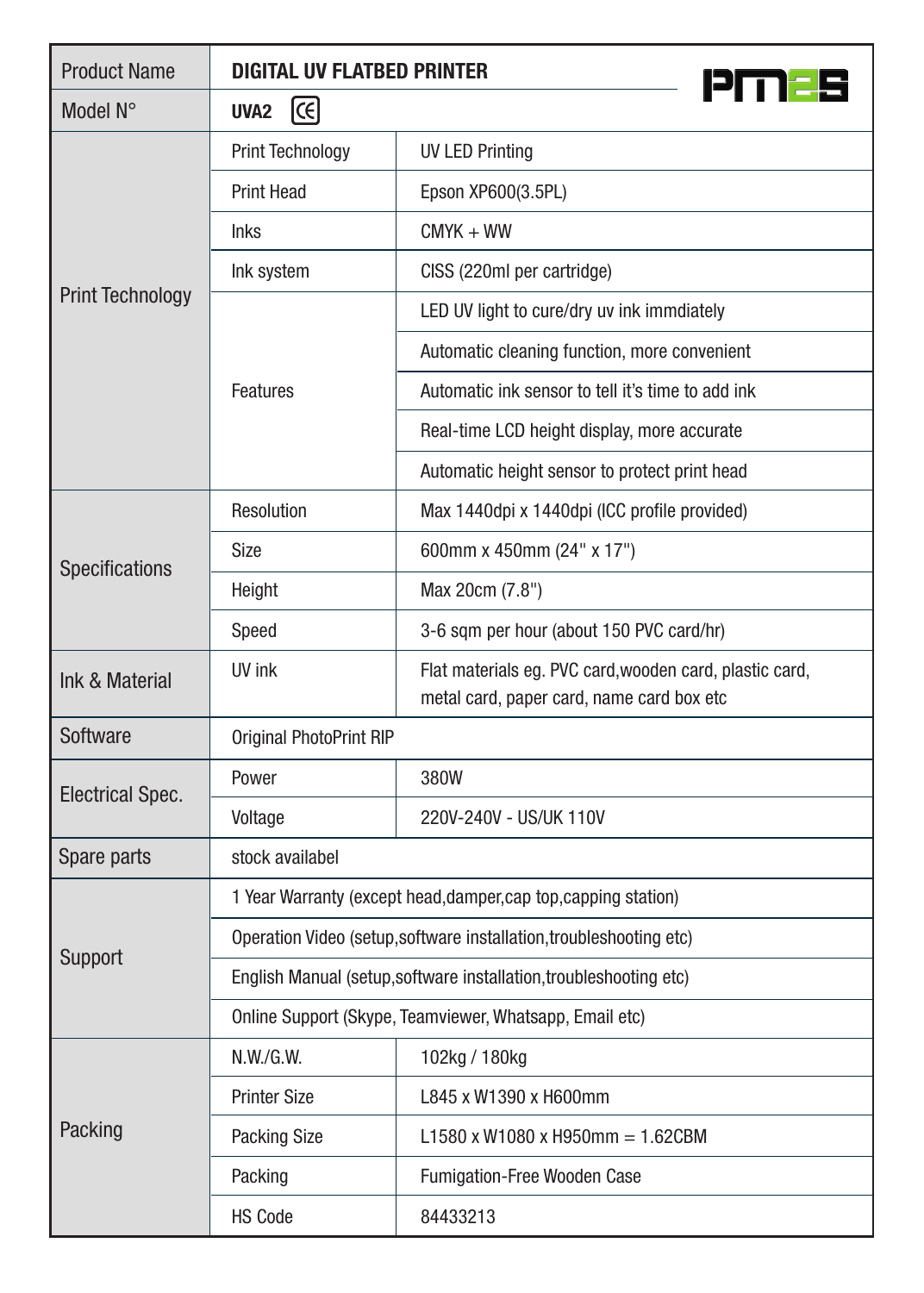| | | |
|---|---|---|
| Product Name | DIGITAL UV FLATBED PRINTER | |
| Model N° | UVA2 CE | |
| Print Technology | Print Technology | UV LED Printing |
| | Print Head | Epson XP600(3.5PL) |
| | Inks | CMYK + WW |
| | Ink system | CISS (220ml per cartridge) |
| | Features | LED UV light to cure/dry uv ink immdiately |
| | | Automatic cleaning function, more convenient |
| | | Automatic ink sensor to tell it's time to add ink |
| | | Real-time LCD height display, more accurate |
| | | Automatic height sensor to protect print head |
| Specifications | Resolution | Max 1440dpi x 1440dpi (ICC profile provided) |
| | Size | 600mm x 450mm (24" x 17") |
| | Height | Max 20cm (7.8") |
| | Speed | 3-6 sqm per hour (about 150 PVC card/hr) |
| Ink & Material | UV ink | Flat materials eg. PVC card,wooden card, plastic card, metal card, paper card, name card box etc |
| Software | Original PhotoPrint RIP | |
| Electrical Spec. | Power | 380W |
| | Voltage | 220V-240V - US/UK 110V |
| Spare parts | stock availabel | |
| Support | 1 Year Warranty (except head,damper,cap top,capping station) | |
| | Operation Video (setup,software installation,troubleshooting etc) | |
| | English Manual (setup,software installation,troubleshooting etc) | |
| | Online Support (Skype, Teamviewer, Whatsapp, Email etc) | |
| Packing | N.W./G.W. | 102kg / 180kg |
| | Printer Size | L845 x W1390 x H600mm |
| | Packing Size | L1580 x W1080 x H950mm = 1.62CBM |
| | Packing | Fumigation-Free Wooden Case |
| | HS Code | 84433213 |